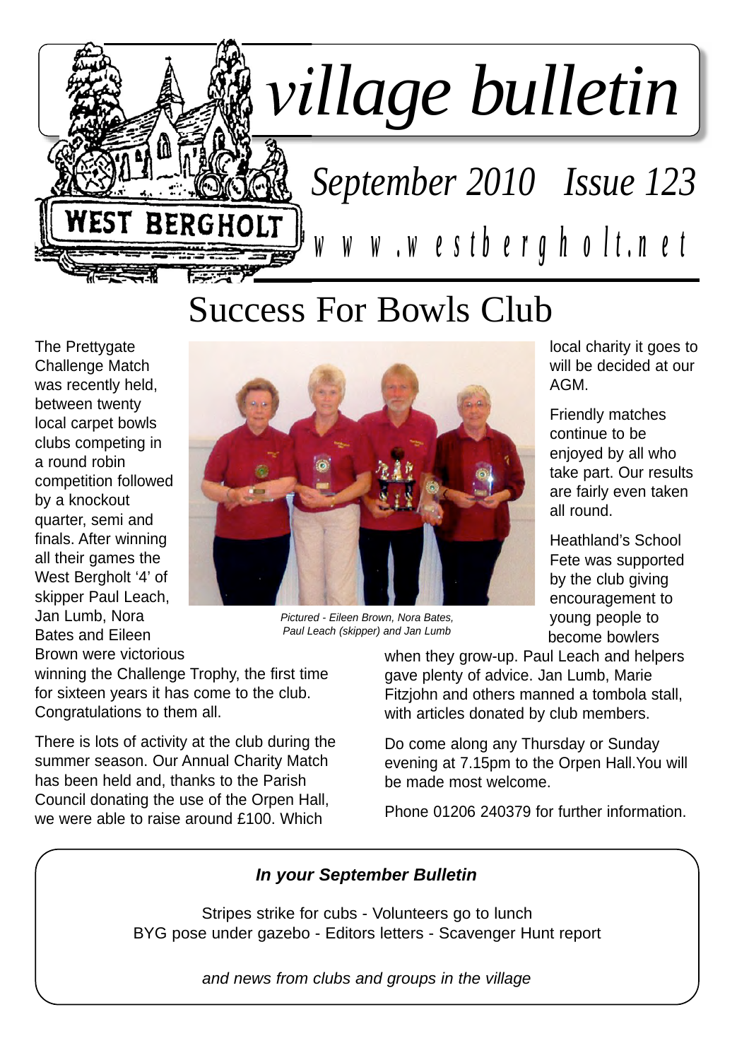# village bulletin

*September 2010 Issue 123*

www.westbergholt.net

# Success For Bowls Club

The Prettygate Challenge Match was recently held, between twenty local carpet bowls clubs competing in a round robin competition followed by a knockout quarter, semi and finals. After winning all their games the West Bergholt '4' of skipper Paul Leach, Jan Lumb, Nora Bates and Eileen Brown were victorious winning the Challenge Trophy, the first time for sixteen years it has come to the club. Congratulations to them all.

*Pictured - Eileen Brown, Nora Bates, Paul Leach (skipper) and Jan Lumb*

There is lots of activity at the club during the summer season. Our Annual Charity Match has been held and, thanks to the Parish Council donating the use of the Orpen Hall, we were able to raise around £100. Which local charity it goes to will be decided at our AGM.

Friendly matches continue to be enjoyed by all who take part. Our results are fairly even taken all round.

Heathland's School Fete was supported by the club giving encouragement to young people to become bowlers when they grow-up. Paul Leach and helpers gave plenty of advice. Jan Lumb, Marie Fitzjohn and others manned a tombola stall, with articles donated by club members.

Do come along any Thursday or Sunday evening at 7.15pm to the Orpen Hall.You will be made most welcome.

Phone 01206 240379 for further information.

***In your September Bulletin***

Stripes strike for cubs - Volunteers go to lunch
BYG pose under gazebo - Editors letters - Scavenger Hunt report

*and news from clubs and groups in the village*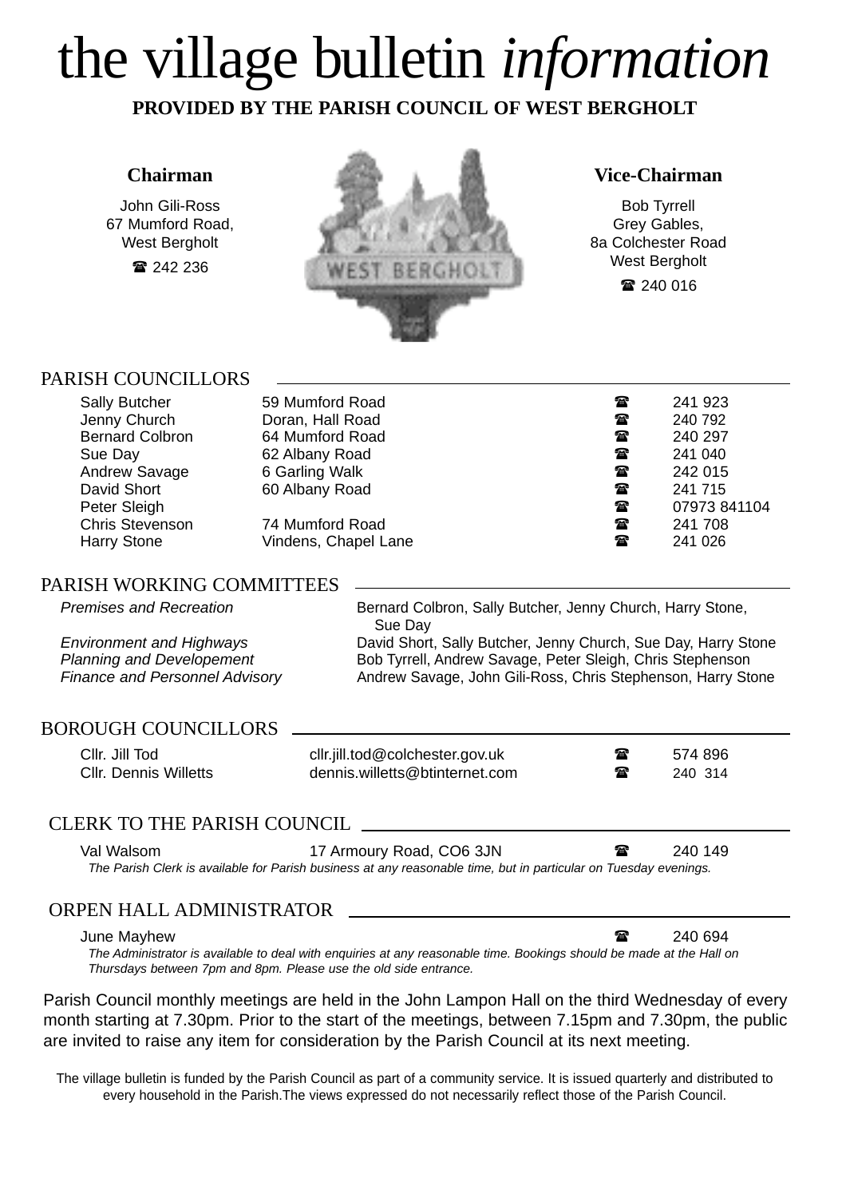# the village bulletin *information*

**PROVIDED BY THE PARISH COUNCIL OF WEST BERGHOLT**

**Chairman**

John Gili-Ross
67 Mumford Road,
West Bergholt
☎ 242 236

**Vice-Chairman**

Bob Tyrrell
Grey Gables,
8a Colchester Road
West Bergholt
☎ 240 016

## PARISH COUNCILLORS

| | | | |
|---|---|---|---|
| Sally Butcher | 59 Mumford Road | ☎ | 241 923 |
| Jenny Church | Doran, Hall Road | ☎ | 240 792 |
| Bernard Colbron | 64 Mumford Road | ☎ | 240 297 |
| Sue Day | 62 Albany Road | ☎ | 241 040 |
| Andrew Savage | 6 Garling Walk | ☎ | 242 015 |
| David Short | 60 Albany Road | ☎ | 241 715 |
| Peter Sleigh | | ☎ | 07973 841104 |
| Chris Stevenson | 74 Mumford Road | ☎ | 241 708 |
| Harry Stone | Vindens, Chapel Lane | ☎ | 241 026 |

## PARISH WORKING COMMITTEES

| | |
|---|---|
| *Premises and Recreation* | Bernard Colbron, Sally Butcher, Jenny Church, Harry Stone, Sue Day |
| *Environment and Highways* | David Short, Sally Butcher, Jenny Church, Sue Day, Harry Stone |
| *Planning and Developement* | Bob Tyrrell, Andrew Savage, Peter Sleigh, Chris Stephenson |
| *Finance and Personnel Advisory* | Andrew Savage, John Gili-Ross, Chris Stephenson, Harry Stone |

## BOROUGH COUNCILLORS

| | | | |
|---|---|---|---|
| Cllr. Jill Tod | cllr.jill.tod@colchester.gov.uk | ☎ | 574 896 |
| Cllr. Dennis Willetts | dennis.willetts@btinternet.com | ☎ | 240 314 |

## CLERK TO THE PARISH COUNCIL

Val Walsom — 17 Armoury Road, CO6 3JN — ☎ 240 149

*The Parish Clerk is available for Parish business at any reasonable time, but in particular on Tuesday evenings.*

## ORPEN HALL ADMINISTRATOR

June Mayhew — ☎ 240 694

*The Administrator is available to deal with enquiries at any reasonable time. Bookings should be made at the Hall on Thursdays between 7pm and 8pm. Please use the old side entrance.*

Parish Council monthly meetings are held in the John Lampon Hall on the third Wednesday of every month starting at 7.30pm. Prior to the start of the meetings, between 7.15pm and 7.30pm, the public are invited to raise any item for consideration by the Parish Council at its next meeting.

The village bulletin is funded by the Parish Council as part of a community service. It is issued quarterly and distributed to every household in the Parish.The views expressed do not necessarily reflect those of the Parish Council.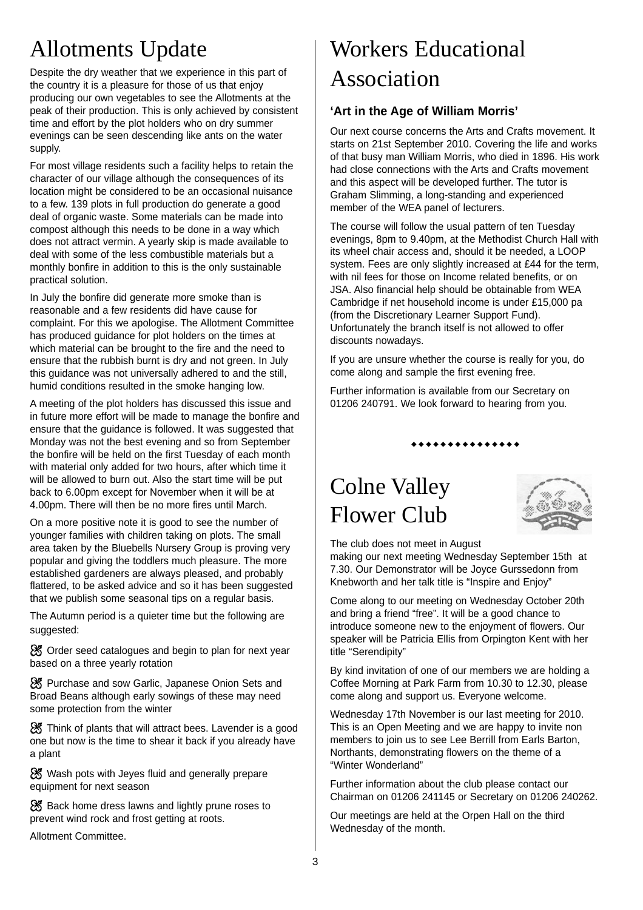# Allotments Update

Despite the dry weather that we experience in this part of the country it is a pleasure for those of us that enjoy producing our own vegetables to see the Allotments at the peak of their production. This is only achieved by consistent time and effort by the plot holders who on dry summer evenings can be seen descending like ants on the water supply.

For most village residents such a facility helps to retain the character of our village although the consequences of its location might be considered to be an occasional nuisance to a few. 139 plots in full production do generate a good deal of organic waste. Some materials can be made into compost although this needs to be done in a way which does not attract vermin. A yearly skip is made available to deal with some of the less combustible materials but a monthly bonfire in addition to this is the only sustainable practical solution.

In July the bonfire did generate more smoke than is reasonable and a few residents did have cause for complaint. For this we apologise. The Allotment Committee has produced guidance for plot holders on the times at which material can be brought to the fire and the need to ensure that the rubbish burnt is dry and not green. In July this guidance was not universally adhered to and the still, humid conditions resulted in the smoke hanging low.

A meeting of the plot holders has discussed this issue and in future more effort will be made to manage the bonfire and ensure that the guidance is followed. It was suggested that Monday was not the best evening and so from September the bonfire will be held on the first Tuesday of each month with material only added for two hours, after which time it will be allowed to burn out. Also the start time will be put back to 6.00pm except for November when it will be at 4.00pm. There will then be no more fires until March.

On a more positive note it is good to see the number of younger families with children taking on plots. The small area taken by the Bluebells Nursery Group is proving very popular and giving the toddlers much pleasure. The more established gardeners are always pleased, and probably flattered, to be asked advice and so it has been suggested that we publish some seasonal tips on a regular basis.

The Autumn period is a quieter time but the following are suggested:

- Order seed catalogues and begin to plan for next year based on a three yearly rotation
- Purchase and sow Garlic, Japanese Onion Sets and Broad Beans although early sowings of these may need some protection from the winter
- Think of plants that will attract bees. Lavender is a good one but now is the time to shear it back if you already have a plant
- Wash pots with Jeyes fluid and generally prepare equipment for next season
- Back home dress lawns and lightly prune roses to prevent wind rock and frost getting at roots.

Allotment Committee.

# Workers Educational Association

**'Art in the Age of William Morris'**

Our next course concerns the Arts and Crafts movement. It starts on 21st September 2010. Covering the life and works of that busy man William Morris, who died in 1896. His work had close connections with the Arts and Crafts movement and this aspect will be developed further. The tutor is Graham Slimming, a long-standing and experienced member of the WEA panel of lecturers.

The course will follow the usual pattern of ten Tuesday evenings, 8pm to 9.40pm, at the Methodist Church Hall with its wheel chair access and, should it be needed, a LOOP system. Fees are only slightly increased at £44 for the term, with nil fees for those on Income related benefits, or on JSA. Also financial help should be obtainable from WEA Cambridge if net household income is under £15,000 pa (from the Discretionary Learner Support Fund). Unfortunately the branch itself is not allowed to offer discounts nowadays.

If you are unsure whether the course is really for you, do come along and sample the first evening free.

Further information is available from our Secretary on 01206 240791. We look forward to hearing from you.

◆◆◆◆◆◆◆◆◆◆◆◆◆◆◆

# Colne Valley Flower Club

The club does not meet in August making our next meeting Wednesday September 15th at 7.30. Our Demonstrator will be Joyce Gurssedonn from Knebworth and her talk title is "Inspire and Enjoy"

Come along to our meeting on Wednesday October 20th and bring a friend "free". It will be a good chance to introduce someone new to the enjoyment of flowers. Our speaker will be Patricia Ellis from Orpington Kent with her title "Serendipity"

By kind invitation of one of our members we are holding a Coffee Morning at Park Farm from 10.30 to 12.30, please come along and support us. Everyone welcome.

Wednesday 17th November is our last meeting for 2010. This is an Open Meeting and we are happy to invite non members to join us to see Lee Berrill from Earls Barton, Northants, demonstrating flowers on the theme of a "Winter Wonderland"

Further information about the club please contact our Chairman on 01206 241145 or Secretary on 01206 240262.

Our meetings are held at the Orpen Hall on the third Wednesday of the month.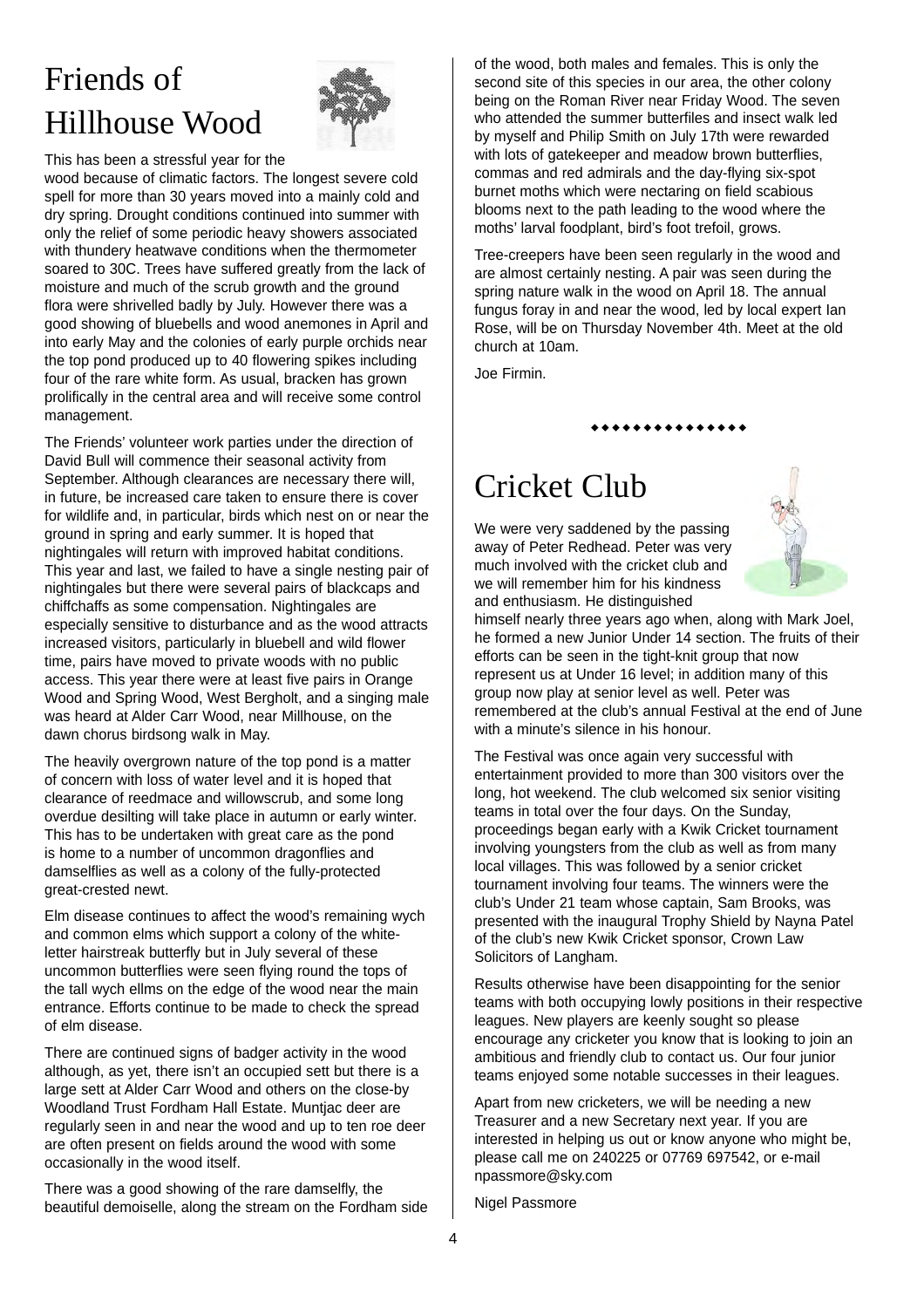# Friends of Hillhouse Wood

This has been a stressful year for the wood because of climatic factors. The longest severe cold spell for more than 30 years moved into a mainly cold and dry spring. Drought conditions continued into summer with only the relief of some periodic heavy showers associated with thundery heatwave conditions when the thermometer soared to 30C. Trees have suffered greatly from the lack of moisture and much of the scrub growth and the ground flora were shrivelled badly by July. However there was a good showing of bluebells and wood anemones in April and into early May and the colonies of early purple orchids near the top pond produced up to 40 flowering spikes including four of the rare white form. As usual, bracken has grown prolifically in the central area and will receive some control management.

The Friends' volunteer work parties under the direction of David Bull will commence their seasonal activity from September. Although clearances are necessary there will, in future, be increased care taken to ensure there is cover for wildlife and, in particular, birds which nest on or near the ground in spring and early summer. It is hoped that nightingales will return with improved habitat conditions. This year and last, we failed to have a single nesting pair of nightingales but there were several pairs of blackcaps and chiffchaffs as some compensation. Nightingales are especially sensitive to disturbance and as the wood attracts increased visitors, particularly in bluebell and wild flower time, pairs have moved to private woods with no public access. This year there were at least five pairs in Orange Wood and Spring Wood, West Bergholt, and a singing male was heard at Alder Carr Wood, near Millhouse, on the dawn chorus birdsong walk in May.

The heavily overgrown nature of the top pond is a matter of concern with loss of water level and it is hoped that clearance of reedmace and willowscrub, and some long overdue desilting will take place in autumn or early winter. This has to be undertaken with great care as the pond is home to a number of uncommon dragonflies and damselflies as well as a colony of the fully-protected great-crested newt.

Elm disease continues to affect the wood's remaining wych and common elms which support a colony of the white-letter hairstreak butterfly but in July several of these uncommon butterflies were seen flying round the tops of the tall wych ellms on the edge of the wood near the main entrance. Efforts continue to be made to check the spread of elm disease.

There are continued signs of badger activity in the wood although, as yet, there isn't an occupied sett but there is a large sett at Alder Carr Wood and others on the close-by Woodland Trust Fordham Hall Estate. Muntjac deer are regularly seen in and near the wood and up to ten roe deer are often present on fields around the wood with some occasionally in the wood itself.

There was a good showing of the rare damselfly, the beautiful demoiselle, along the stream on the Fordham side of the wood, both males and females. This is only the second site of this species in our area, the other colony being on the Roman River near Friday Wood. The seven who attended the summer butterfiles and insect walk led by myself and Philip Smith on July 17th were rewarded with lots of gatekeeper and meadow brown butterflies, commas and red admirals and the day-flying six-spot burnet moths which were nectaring on field scabious blooms next to the path leading to the wood where the moths' larval foodplant, bird's foot trefoil, grows.

Tree-creepers have been seen regularly in the wood and are almost certainly nesting. A pair was seen during the spring nature walk in the wood on April 18. The annual fungus foray in and near the wood, led by local expert Ian Rose, will be on Thursday November 4th. Meet at the old church at 10am.

Joe Firmin.

◆◆◆◆◆◆◆◆◆◆◆◆◆◆◆

# Cricket Club

We were very saddened by the passing away of Peter Redhead. Peter was very much involved with the cricket club and we will remember him for his kindness and enthusiasm. He distinguished himself nearly three years ago when, along with Mark Joel, he formed a new Junior Under 14 section. The fruits of their efforts can be seen in the tight-knit group that now represent us at Under 16 level; in addition many of this group now play at senior level as well. Peter was remembered at the club's annual Festival at the end of June with a minute's silence in his honour.

The Festival was once again very successful with entertainment provided to more than 300 visitors over the long, hot weekend. The club welcomed six senior visiting teams in total over the four days. On the Sunday, proceedings began early with a Kwik Cricket tournament involving youngsters from the club as well as from many local villages. This was followed by a senior cricket tournament involving four teams. The winners were the club's Under 21 team whose captain, Sam Brooks, was presented with the inaugural Trophy Shield by Nayna Patel of the club's new Kwik Cricket sponsor, Crown Law Solicitors of Langham.

Results otherwise have been disappointing for the senior teams with both occupying lowly positions in their respective leagues. New players are keenly sought so please encourage any cricketer you know that is looking to join an ambitious and friendly club to contact us. Our four junior teams enjoyed some notable successes in their leagues.

Apart from new cricketers, we will be needing a new Treasurer and a new Secretary next year. If you are interested in helping us out or know anyone who might be, please call me on 240225 or 07769 697542, or e-mail npassmore@sky.com

Nigel Passmore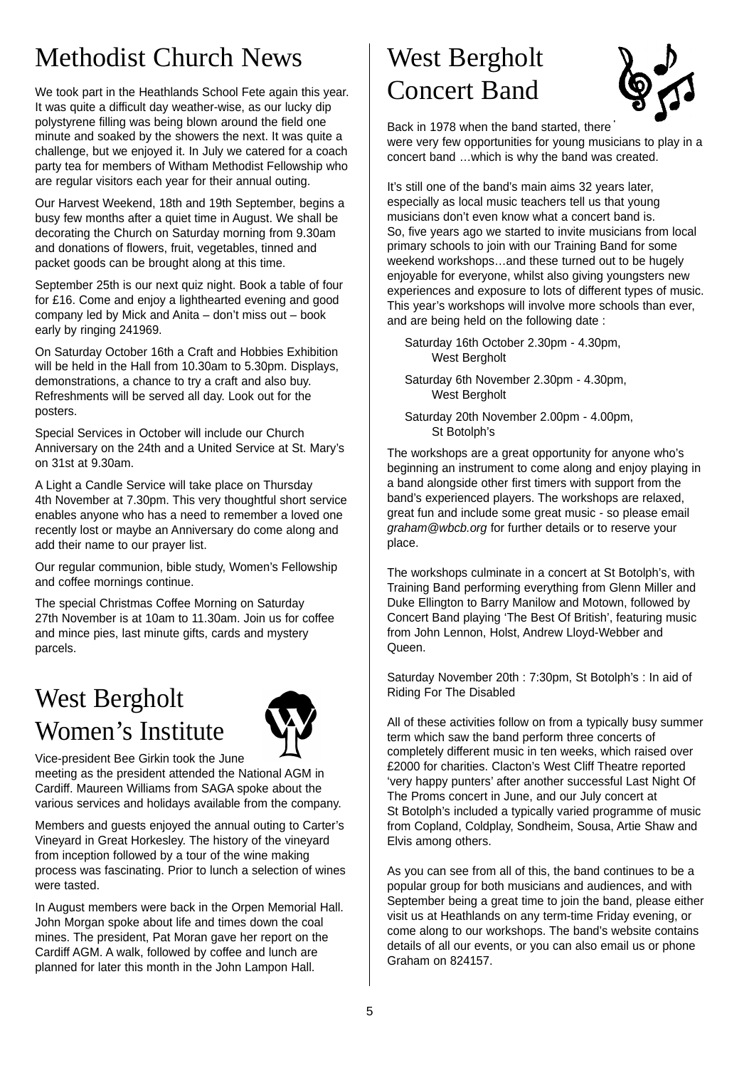# Methodist Church News

We took part in the Heathlands School Fete again this year. It was quite a difficult day weather-wise, as our lucky dip polystyrene filling was being blown around the field one minute and soaked by the showers the next. It was quite a challenge, but we enjoyed it. In July we catered for a coach party tea for members of Witham Methodist Fellowship who are regular visitors each year for their annual outing.

Our Harvest Weekend, 18th and 19th September, begins a busy few months after a quiet time in August. We shall be decorating the Church on Saturday morning from 9.30am and donations of flowers, fruit, vegetables, tinned and packet goods can be brought along at this time.

September 25th is our next quiz night. Book a table of four for £16. Come and enjoy a lighthearted evening and good company led by Mick and Anita – don't miss out – book early by ringing 241969.

On Saturday October 16th a Craft and Hobbies Exhibition will be held in the Hall from 10.30am to 5.30pm. Displays, demonstrations, a chance to try a craft and also buy. Refreshments will be served all day. Look out for the posters.

Special Services in October will include our Church Anniversary on the 24th and a United Service at St. Mary's on 31st at 9.30am.

A Light a Candle Service will take place on Thursday 4th November at 7.30pm. This very thoughtful short service enables anyone who has a need to remember a loved one recently lost or maybe an Anniversary do come along and add their name to our prayer list.

Our regular communion, bible study, Women's Fellowship and coffee mornings continue.

The special Christmas Coffee Morning on Saturday 27th November is at 10am to 11.30am. Join us for coffee and mince pies, last minute gifts, cards and mystery parcels.

# West Bergholt Women's Institute

Vice-president Bee Girkin took the June meeting as the president attended the National AGM in Cardiff. Maureen Williams from SAGA spoke about the various services and holidays available from the company.

Members and guests enjoyed the annual outing to Carter's Vineyard in Great Horkesley. The history of the vineyard from inception followed by a tour of the wine making process was fascinating. Prior to lunch a selection of wines were tasted.

In August members were back in the Orpen Memorial Hall. John Morgan spoke about life and times down the coal mines. The president, Pat Moran gave her report on the Cardiff AGM. A walk, followed by coffee and lunch are planned for later this month in the John Lampon Hall.

# West Bergholt Concert Band

Back in 1978 when the band started, there were very few opportunities for young musicians to play in a concert band …which is why the band was created.

It's still one of the band's main aims 32 years later, especially as local music teachers tell us that young musicians don't even know what a concert band is. So, five years ago we started to invite musicians from local primary schools to join with our Training Band for some weekend workshops…and these turned out to be hugely enjoyable for everyone, whilst also giving youngsters new experiences and exposure to lots of different types of music. This year's workshops will involve more schools than ever, and are being held on the following date :

- Saturday 16th October 2.30pm - 4.30pm, West Bergholt
- Saturday 6th November 2.30pm - 4.30pm, West Bergholt
- Saturday 20th November 2.00pm - 4.00pm, St Botolph's

The workshops are a great opportunity for anyone who's beginning an instrument to come along and enjoy playing in a band alongside other first timers with support from the band's experienced players. The workshops are relaxed, great fun and include some great music - so please email *graham@wbcb.org* for further details or to reserve your place.

The workshops culminate in a concert at St Botolph's, with Training Band performing everything from Glenn Miller and Duke Ellington to Barry Manilow and Motown, followed by Concert Band playing 'The Best Of British', featuring music from John Lennon, Holst, Andrew Lloyd-Webber and Queen.

Saturday November 20th : 7:30pm, St Botolph's : In aid of Riding For The Disabled

All of these activities follow on from a typically busy summer term which saw the band perform three concerts of completely different music in ten weeks, which raised over £2000 for charities. Clacton's West Cliff Theatre reported 'very happy punters' after another successful Last Night Of The Proms concert in June, and our July concert at St Botolph's included a typically varied programme of music from Copland, Coldplay, Sondheim, Sousa, Artie Shaw and Elvis among others.

As you can see from all of this, the band continues to be a popular group for both musicians and audiences, and with September being a great time to join the band, please either visit us at Heathlands on any term-time Friday evening, or come along to our workshops. The band's website contains details of all our events, or you can also email us or phone Graham on 824157.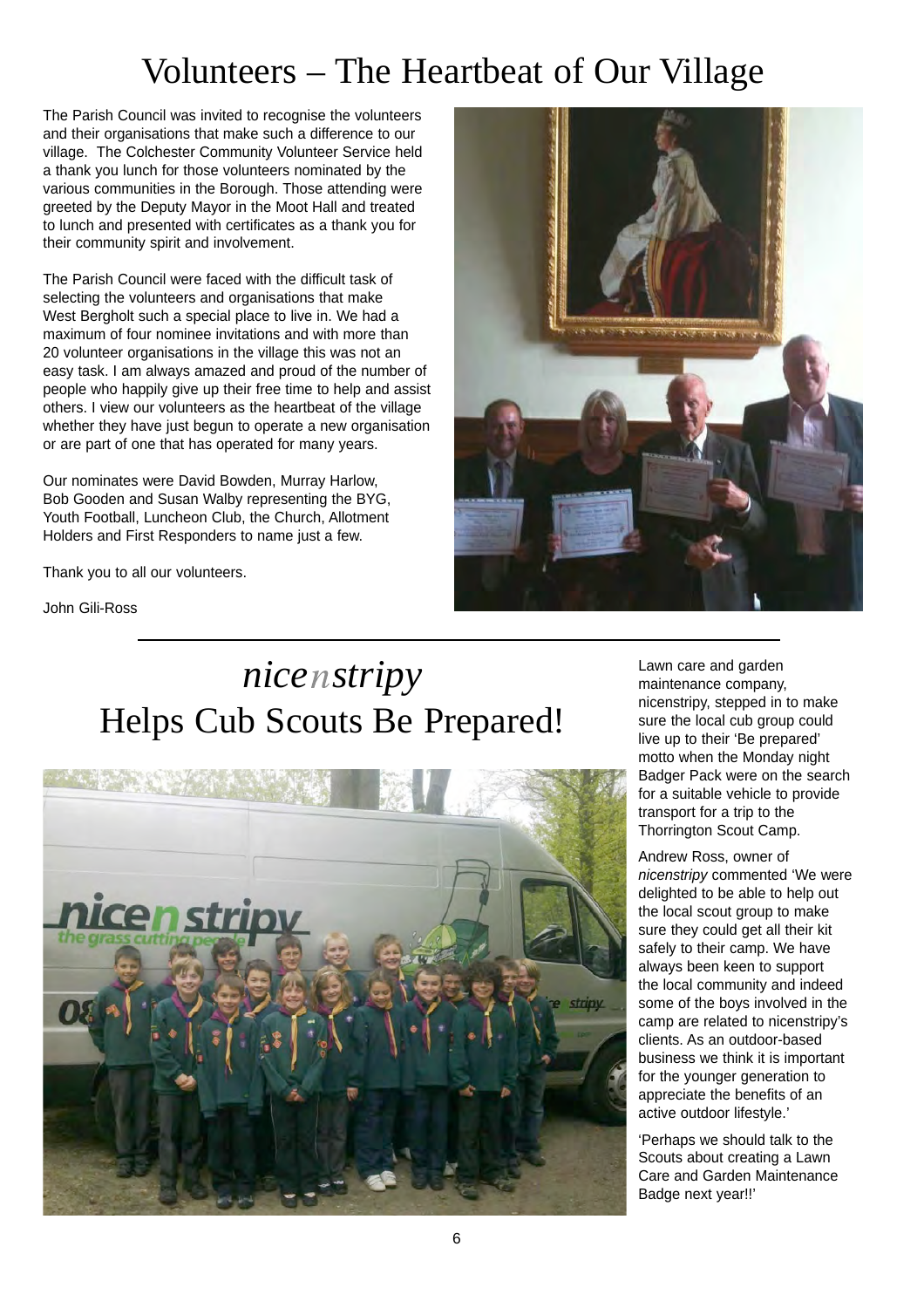# Volunteers – The Heartbeat of Our Village

The Parish Council was invited to recognise the volunteers and their organisations that make such a difference to our village. The Colchester Community Volunteer Service held a thank you lunch for those volunteers nominated by the various communities in the Borough. Those attending were greeted by the Deputy Mayor in the Moot Hall and treated to lunch and presented with certificates as a thank you for their community spirit and involvement.

The Parish Council were faced with the difficult task of selecting the volunteers and organisations that make West Bergholt such a special place to live in. We had a maximum of four nominee invitations and with more than 20 volunteer organisations in the village this was not an easy task. I am always amazed and proud of the number of people who happily give up their free time to help and assist others. I view our volunteers as the heartbeat of the village whether they have just begun to operate a new organisation or are part of one that has operated for many years.

Our nominates were David Bowden, Murray Harlow, Bob Gooden and Susan Walby representing the BYG, Youth Football, Luncheon Club, the Church, Allotment Holders and First Responders to name just a few.

Thank you to all our volunteers.

John Gili-Ross

---

# *nicenstripy* Helps Cub Scouts Be Prepared!

Lawn care and garden maintenance company, nicenstripy, stepped in to make sure the local cub group could live up to their 'Be prepared' motto when the Monday night Badger Pack were on the search for a suitable vehicle to provide transport for a trip to the Thorrington Scout Camp.

Andrew Ross, owner of *nicenstripy* commented 'We were delighted to be able to help out the local scout group to make sure they could get all their kit safely to their camp. We have always been keen to support the local community and indeed some of the boys involved in the camp are related to nicenstripy's clients. As an outdoor-based business we think it is important for the younger generation to appreciate the benefits of an active outdoor lifestyle.'

'Perhaps we should talk to the Scouts about creating a Lawn Care and Garden Maintenance Badge next year!!'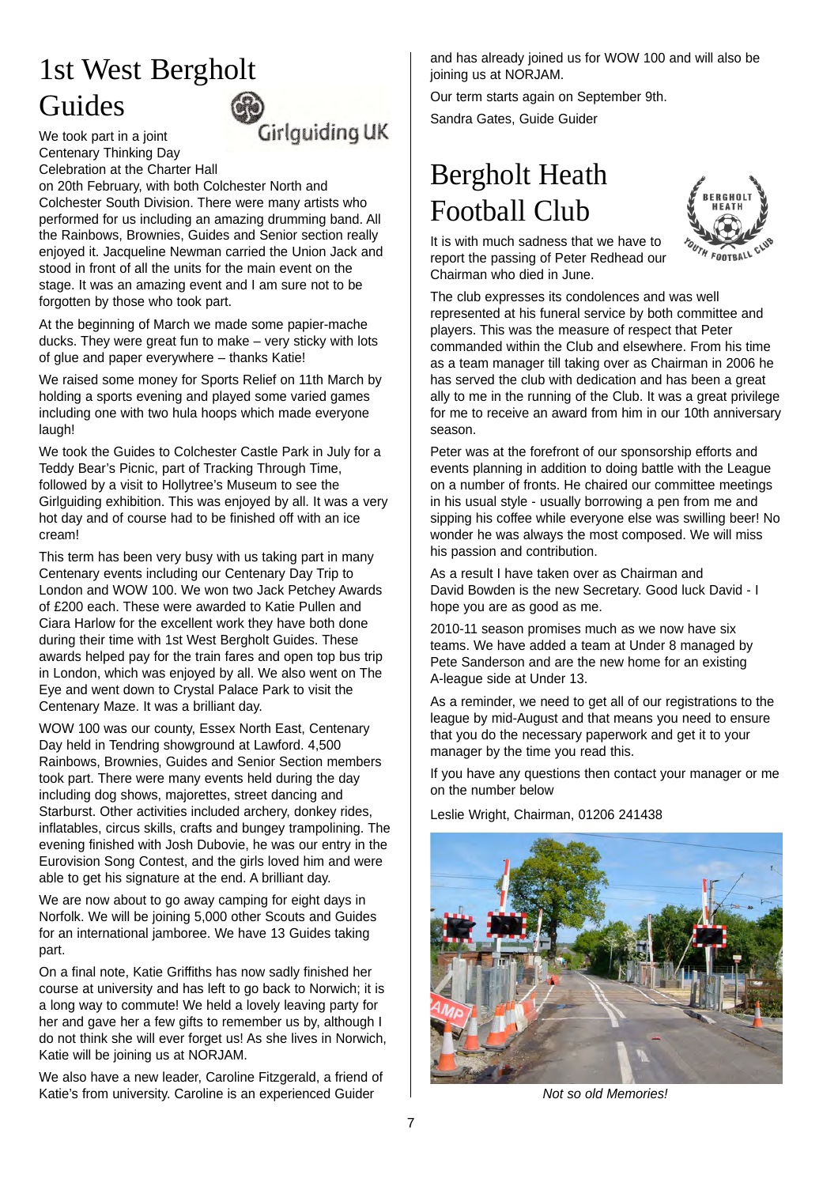# 1st West Bergholt Guides

We took part in a joint Centenary Thinking Day Celebration at the Charter Hall on 20th February, with both Colchester North and Colchester South Division. There were many artists who performed for us including an amazing drumming band. All the Rainbows, Brownies, Guides and Senior section really enjoyed it. Jacqueline Newman carried the Union Jack and stood in front of all the units for the main event on the stage. It was an amazing event and I am sure not to be forgotten by those who took part.

At the beginning of March we made some papier-mache ducks. They were great fun to make – very sticky with lots of glue and paper everywhere – thanks Katie!

We raised some money for Sports Relief on 11th March by holding a sports evening and played some varied games including one with two hula hoops which made everyone laugh!

We took the Guides to Colchester Castle Park in July for a Teddy Bear's Picnic, part of Tracking Through Time, followed by a visit to Hollytree's Museum to see the Girlguiding exhibition. This was enjoyed by all. It was a very hot day and of course had to be finished off with an ice cream!

This term has been very busy with us taking part in many Centenary events including our Centenary Day Trip to London and WOW 100. We won two Jack Petchey Awards of £200 each. These were awarded to Katie Pullen and Ciara Harlow for the excellent work they have both done during their time with 1st West Bergholt Guides. These awards helped pay for the train fares and open top bus trip in London, which was enjoyed by all. We also went on The Eye and went down to Crystal Palace Park to visit the Centenary Maze. It was a brilliant day.

WOW 100 was our county, Essex North East, Centenary Day held in Tendring showground at Lawford. 4,500 Rainbows, Brownies, Guides and Senior Section members took part. There were many events held during the day including dog shows, majorettes, street dancing and Starburst. Other activities included archery, donkey rides, inflatables, circus skills, crafts and bungey trampolining. The evening finished with Josh Dubovie, he was our entry in the Eurovision Song Contest, and the girls loved him and were able to get his signature at the end. A brilliant day.

We are now about to go away camping for eight days in Norfolk. We will be joining 5,000 other Scouts and Guides for an international jamboree. We have 13 Guides taking part.

On a final note, Katie Griffiths has now sadly finished her course at university and has left to go back to Norwich; it is a long way to commute! We held a lovely leaving party for her and gave her a few gifts to remember us by, although I do not think she will ever forget us! As she lives in Norwich, Katie will be joining us at NORJAM.

We also have a new leader, Caroline Fitzgerald, a friend of Katie's from university. Caroline is an experienced Guider and has already joined us for WOW 100 and will also be joining us at NORJAM.

Our term starts again on September 9th.

Sandra Gates, Guide Guider

# Bergholt Heath Football Club

It is with much sadness that we have to report the passing of Peter Redhead our Chairman who died in June.

The club expresses its condolences and was well represented at his funeral service by both committee and players. This was the measure of respect that Peter commanded within the Club and elsewhere. From his time as a team manager till taking over as Chairman in 2006 he has served the club with dedication and has been a great ally to me in the running of the Club. It was a great privilege for me to receive an award from him in our 10th anniversary season.

Peter was at the forefront of our sponsorship efforts and events planning in addition to doing battle with the League on a number of fronts. He chaired our committee meetings in his usual style - usually borrowing a pen from me and sipping his coffee while everyone else was swilling beer! No wonder he was always the most composed. We will miss his passion and contribution.

As a result I have taken over as Chairman and David Bowden is the new Secretary. Good luck David - I hope you are as good as me.

2010-11 season promises much as we now have six teams. We have added a team at Under 8 managed by Pete Sanderson and are the new home for an existing A-league side at Under 13.

As a reminder, we need to get all of our registrations to the league by mid-August and that means you need to ensure that you do the necessary paperwork and get it to your manager by the time you read this.

If you have any questions then contact your manager or me on the number below

Leslie Wright, Chairman, 01206 241438

*Not so old Memories!*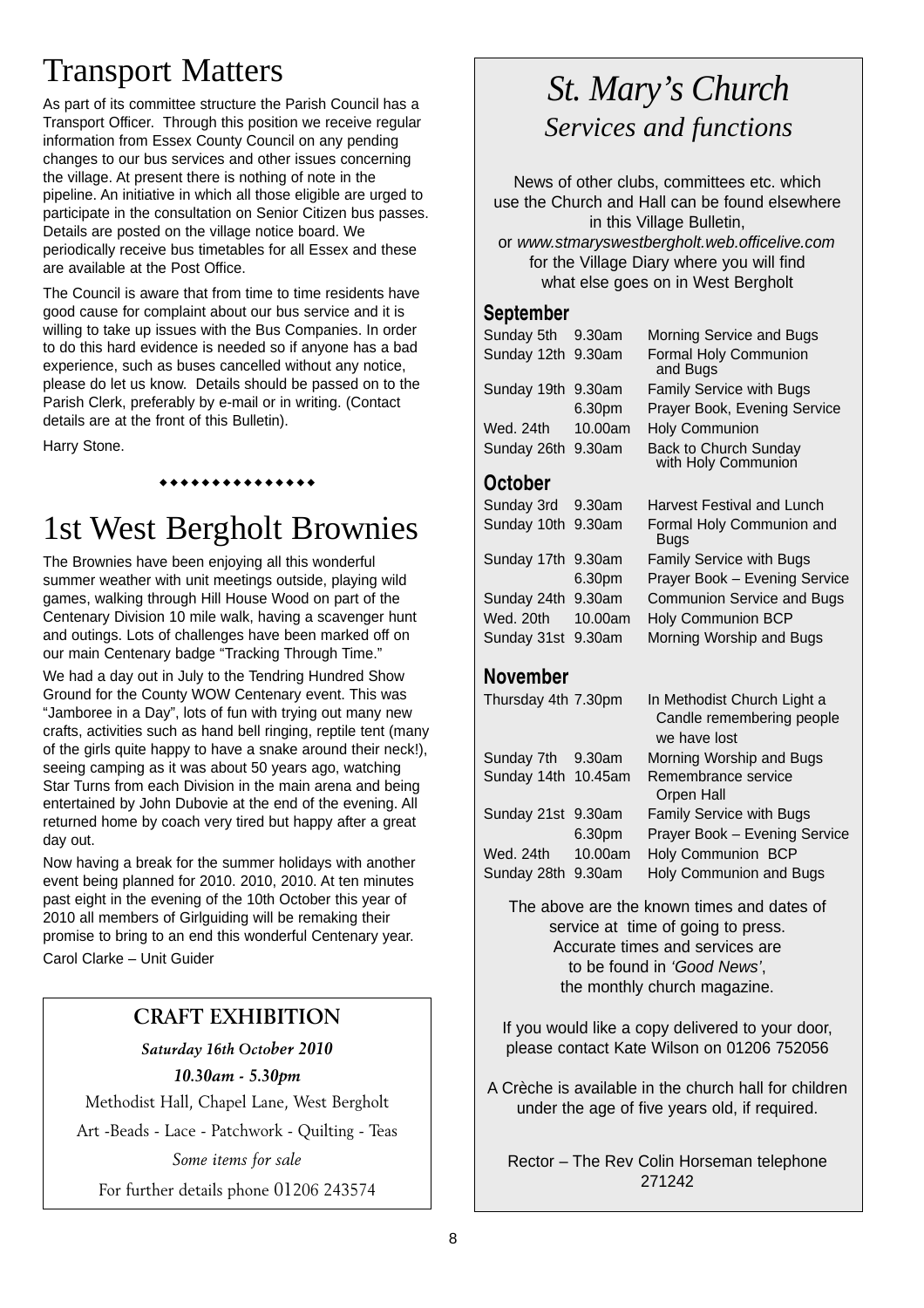# Transport Matters

As part of its committee structure the Parish Council has a Transport Officer. Through this position we receive regular information from Essex County Council on any pending changes to our bus services and other issues concerning the village. At present there is nothing of note in the pipeline. An initiative in which all those eligible are urged to participate in the consultation on Senior Citizen bus passes. Details are posted on the village notice board. We periodically receive bus timetables for all Essex and these are available at the Post Office.

The Council is aware that from time to time residents have good cause for complaint about our bus service and it is willing to take up issues with the Bus Companies. In order to do this hard evidence is needed so if anyone has a bad experience, such as buses cancelled without any notice, please do let us know. Details should be passed on to the Parish Clerk, preferably by e-mail or in writing. (Contact details are at the front of this Bulletin).

Harry Stone.

◆◆◆◆◆◆◆◆◆◆◆◆◆◆◆

# 1st West Bergholt Brownies

The Brownies have been enjoying all this wonderful summer weather with unit meetings outside, playing wild games, walking through Hill House Wood on part of the Centenary Division 10 mile walk, having a scavenger hunt and outings. Lots of challenges have been marked off on our main Centenary badge "Tracking Through Time."

We had a day out in July to the Tendring Hundred Show Ground for the County WOW Centenary event. This was "Jamboree in a Day", lots of fun with trying out many new crafts, activities such as hand bell ringing, reptile tent (many of the girls quite happy to have a snake around their neck!), seeing camping as it was about 50 years ago, watching Star Turns from each Division in the main arena and being entertained by John Dubovie at the end of the evening. All returned home by coach very tired but happy after a great day out.

Now having a break for the summer holidays with another event being planned for 2010. 2010, 2010. At ten minutes past eight in the evening of the 10th October this year of 2010 all members of Girlguiding will be remaking their promise to bring to an end this wonderful Centenary year.

Carol Clarke – Unit Guider

## CRAFT EXHIBITION

***Saturday 16th October 2010***

***10.30am - 5.30pm***

Methodist Hall, Chapel Lane, West Bergholt

Art -Beads - Lace - Patchwork - Quilting - Teas

*Some items for sale*

For further details phone 01206 243574

# *St. Mary's Church*

## *Services and functions*

News of other clubs, committees etc. which use the Church and Hall can be found elsewhere in this Village Bulletin, or *www.stmaryswestbergholt.web.officelive.com* for the Village Diary where you will find what else goes on in West Bergholt

### September

| | | |
|---|---|---|
| Sunday 5th | 9.30am | Morning Service and Bugs |
| Sunday 12th | 9.30am | Formal Holy Communion and Bugs |
| Sunday 19th | 9.30am | Family Service with Bugs |
| | 6.30pm | Prayer Book, Evening Service |
| Wed. 24th | 10.00am | Holy Communion |
| Sunday 26th | 9.30am | Back to Church Sunday with Holy Communion |

### October

| | | |
|---|---|---|
| Sunday 3rd | 9.30am | Harvest Festival and Lunch |
| Sunday 10th | 9.30am | Formal Holy Communion and Bugs |
| Sunday 17th | 9.30am | Family Service with Bugs |
| | 6.30pm | Prayer Book – Evening Service |
| Sunday 24th | 9.30am | Communion Service and Bugs |
| Wed. 20th | 10.00am | Holy Communion BCP |
| Sunday 31st | 9.30am | Morning Worship and Bugs |

### November

| | | |
|---|---|---|
| Thursday 4th | 7.30pm | In Methodist Church Light a Candle remembering people we have lost |
| Sunday 7th | 9.30am | Morning Worship and Bugs |
| Sunday 14th | 10.45am | Remembrance service Orpen Hall |
| Sunday 21st | 9.30am | Family Service with Bugs |
| | 6.30pm | Prayer Book – Evening Service |
| Wed. 24th | 10.00am | Holy Communion BCP |
| Sunday 28th | 9.30am | Holy Communion and Bugs |

The above are the known times and dates of service at time of going to press. Accurate times and services are to be found in *'Good News'*, the monthly church magazine.

If you would like a copy delivered to your door, please contact Kate Wilson on 01206 752056

A Crèche is available in the church hall for children under the age of five years old, if required.

Rector – The Rev Colin Horseman telephone 271242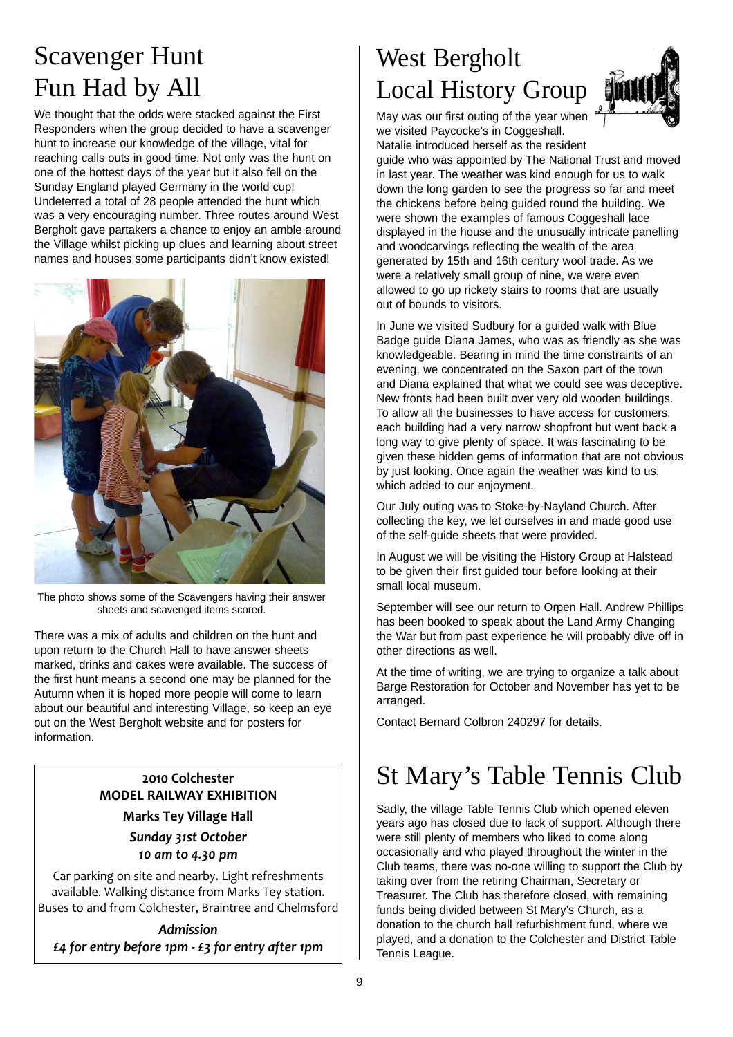# Scavenger Hunt Fun Had by All

We thought that the odds were stacked against the First Responders when the group decided to have a scavenger hunt to increase our knowledge of the village, vital for reaching calls outs in good time. Not only was the hunt on one of the hottest days of the year but it also fell on the Sunday England played Germany in the world cup! Undeterred a total of 28 people attended the hunt which was a very encouraging number. Three routes around West Bergholt gave partakers a chance to enjoy an amble around the Village whilst picking up clues and learning about street names and houses some participants didn't know existed!

The photo shows some of the Scavengers having their answer sheets and scavenged items scored.

There was a mix of adults and children on the hunt and upon return to the Church Hall to have answer sheets marked, drinks and cakes were available. The success of the first hunt means a second one may be planned for the Autumn when it is hoped more people will come to learn about our beautiful and interesting Village, so keep an eye out on the West Bergholt website and for posters for information.

**2010 Colchester**
**MODEL RAILWAY EXHIBITION**
**Marks Tey Village Hall**
***Sunday 31st October***
***10 am to 4.30 pm***

Car parking on site and nearby. Light refreshments available. Walking distance from Marks Tey station. Buses to and from Colchester, Braintree and Chelmsford

***Admission***
***£4 for entry before 1pm - £3 for entry after 1pm***

# West Bergholt Local History Group

May was our first outing of the year when we visited Paycocke's in Coggeshall. Natalie introduced herself as the resident guide who was appointed by The National Trust and moved in last year. The weather was kind enough for us to walk down the long garden to see the progress so far and meet the chickens before being guided round the building. We were shown the examples of famous Coggeshall lace displayed in the house and the unusually intricate panelling and woodcarvings reflecting the wealth of the area generated by 15th and 16th century wool trade. As we were a relatively small group of nine, we were even allowed to go up rickety stairs to rooms that are usually out of bounds to visitors.

In June we visited Sudbury for a guided walk with Blue Badge guide Diana James, who was as friendly as she was knowledgeable. Bearing in mind the time constraints of an evening, we concentrated on the Saxon part of the town and Diana explained that what we could see was deceptive. New fronts had been built over very old wooden buildings. To allow all the businesses to have access for customers, each building had a very narrow shopfront but went back a long way to give plenty of space. It was fascinating to be given these hidden gems of information that are not obvious by just looking. Once again the weather was kind to us, which added to our enjoyment.

Our July outing was to Stoke-by-Nayland Church. After collecting the key, we let ourselves in and made good use of the self-guide sheets that were provided.

In August we will be visiting the History Group at Halstead to be given their first guided tour before looking at their small local museum.

September will see our return to Orpen Hall. Andrew Phillips has been booked to speak about the Land Army Changing the War but from past experience he will probably dive off in other directions as well.

At the time of writing, we are trying to organize a talk about Barge Restoration for October and November has yet to be arranged.

Contact Bernard Colbron 240297 for details.

# St Mary's Table Tennis Club

Sadly, the village Table Tennis Club which opened eleven years ago has closed due to lack of support. Although there were still plenty of members who liked to come along occasionally and who played throughout the winter in the Club teams, there was no-one willing to support the Club by taking over from the retiring Chairman, Secretary or Treasurer. The Club has therefore closed, with remaining funds being divided between St Mary's Church, as a donation to the church hall refurbishment fund, where we played, and a donation to the Colchester and District Table Tennis League.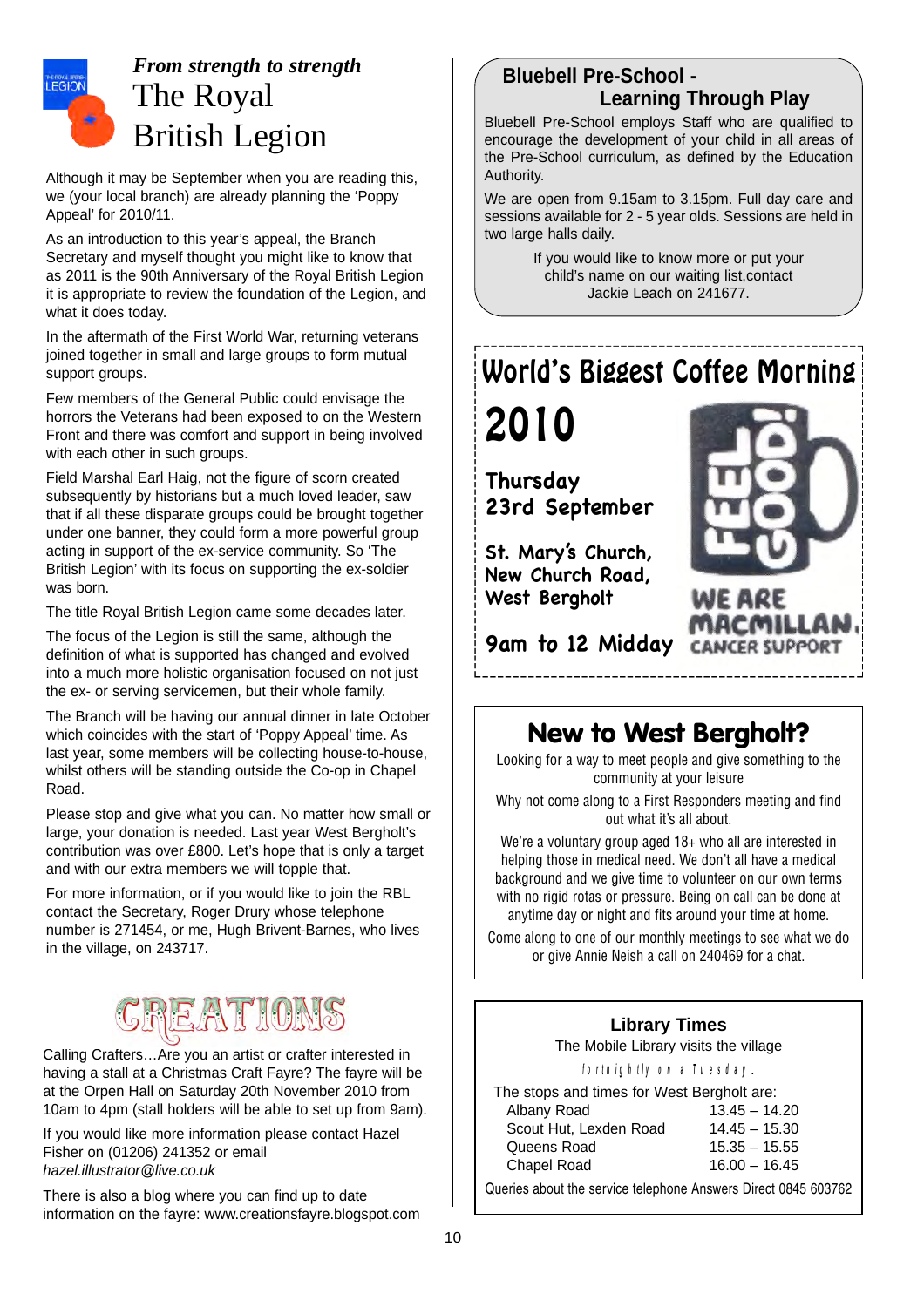## *From strength to strength* The Royal British Legion

Although it may be September when you are reading this, we (your local branch) are already planning the 'Poppy Appeal' for 2010/11.

As an introduction to this year's appeal, the Branch Secretary and myself thought you might like to know that as 2011 is the 90th Anniversary of the Royal British Legion it is appropriate to review the foundation of the Legion, and what it does today.

In the aftermath of the First World War, returning veterans joined together in small and large groups to form mutual support groups.

Few members of the General Public could envisage the horrors the Veterans had been exposed to on the Western Front and there was comfort and support in being involved with each other in such groups.

Field Marshal Earl Haig, not the figure of scorn created subsequently by historians but a much loved leader, saw that if all these disparate groups could be brought together under one banner, they could form a more powerful group acting in support of the ex-service community. So 'The British Legion' with its focus on supporting the ex-soldier was born.

The title Royal British Legion came some decades later.

The focus of the Legion is still the same, although the definition of what is supported has changed and evolved into a much more holistic organisation focused on not just the ex- or serving servicemen, but their whole family.

The Branch will be having our annual dinner in late October which coincides with the start of 'Poppy Appeal' time. As last year, some members will be collecting house-to-house, whilst others will be standing outside the Co-op in Chapel Road.

Please stop and give what you can. No matter how small or large, your donation is needed. Last year West Bergholt's contribution was over £800. Let's hope that is only a target and with our extra members we will topple that.

For more information, or if you would like to join the RBL contact the Secretary, Roger Drury whose telephone number is 271454, or me, Hugh Brivent-Barnes, who lives in the village, on 243717.

## CREATIONS

Calling Crafters…Are you an artist or crafter interested in having a stall at a Christmas Craft Fayre? The fayre will be at the Orpen Hall on Saturday 20th November 2010 from 10am to 4pm (stall holders will be able to set up from 9am).

If you would like more information please contact Hazel Fisher on (01206) 241352 or email *hazel.illustrator@live.co.uk*

There is also a blog where you can find up to date information on the fayre: www.creationsfayre.blogspot.com

## Bluebell Pre-School - Learning Through Play

Bluebell Pre-School employs Staff who are qualified to encourage the development of your child in all areas of the Pre-School curriculum, as defined by the Education Authority.

We are open from 9.15am to 3.15pm. Full day care and sessions available for 2 - 5 year olds. Sessions are held in two large halls daily.

If you would like to know more or put your child's name on our waiting list,contact Jackie Leach on 241677.

## World's Biggest Coffee Morning 2010

**Thursday 23rd September**

**St. Mary's Church, New Church Road, West Bergholt**

**9am to 12 Midday**

FEEL GOOD! WE ARE MACMILLAN. CANCER SUPPORT

## New to West Bergholt?

Looking for a way to meet people and give something to the community at your leisure

Why not come along to a First Responders meeting and find out what it's all about.

We're a voluntary group aged 18+ who all are interested in helping those in medical need. We don't all have a medical background and we give time to volunteer on our own terms with no rigid rotas or pressure. Being on call can be done at anytime day or night and fits around your time at home.

Come along to one of our monthly meetings to see what we do or give Annie Neish a call on 240469 for a chat.

## Library Times

The Mobile Library visits the village fortnightly on a Tuesday.

The stops and times for West Bergholt are:

| Stop | Time |
|---|---|
| Albany Road | 13.45 – 14.20 |
| Scout Hut, Lexden Road | 14.45 – 15.30 |
| Queens Road | 15.35 – 15.55 |
| Chapel Road | 16.00 – 16.45 |

Queries about the service telephone Answers Direct 0845 603762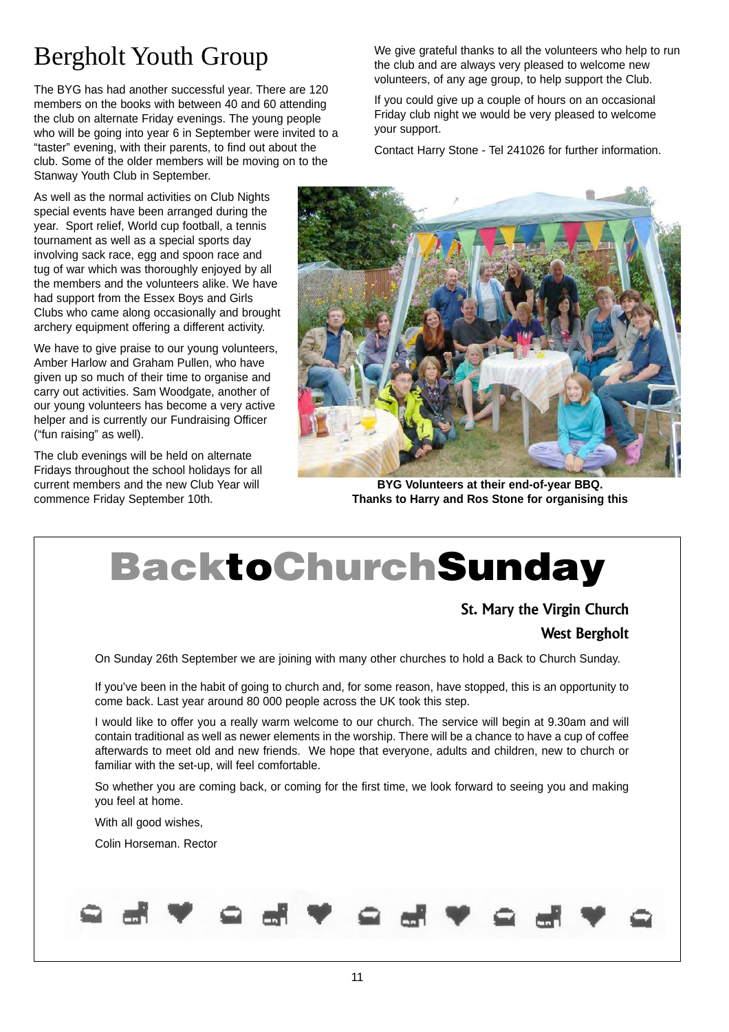# Bergholt Youth Group

The BYG has had another successful year. There are 120 members on the books with between 40 and 60 attending the club on alternate Friday evenings. The young people who will be going into year 6 in September were invited to a "taster" evening, with their parents, to find out about the club. Some of the older members will be moving on to the Stanway Youth Club in September.

As well as the normal activities on Club Nights special events have been arranged during the year. Sport relief, World cup football, a tennis tournament as well as a special sports day involving sack race, egg and spoon race and tug of war which was thoroughly enjoyed by all the members and the volunteers alike. We have had support from the Essex Boys and Girls Clubs who came along occasionally and brought archery equipment offering a different activity.

We have to give praise to our young volunteers, Amber Harlow and Graham Pullen, who have given up so much of their time to organise and carry out activities. Sam Woodgate, another of our young volunteers has become a very active helper and is currently our Fundraising Officer ("fun raising" as well).

The club evenings will be held on alternate Fridays throughout the school holidays for all current members and the new Club Year will commence Friday September 10th.

We give grateful thanks to all the volunteers who help to run the club and are always very pleased to welcome new volunteers, of any age group, to help support the Club.

If you could give up a couple of hours on an occasional Friday club night we would be very pleased to welcome your support.

Contact Harry Stone - Tel 241026 for further information.

**BYG Volunteers at their end-of-year BBQ.**
**Thanks to Harry and Ros Stone for organising this**

# Back to Church Sunday

### St. Mary the Virgin Church
### West Bergholt

On Sunday 26th September we are joining with many other churches to hold a Back to Church Sunday.

If you've been in the habit of going to church and, for some reason, have stopped, this is an opportunity to come back. Last year around 80 000 people across the UK took this step.

I would like to offer you a really warm welcome to our church. The service will begin at 9.30am and will contain traditional as well as newer elements in the worship. There will be a chance to have a cup of coffee afterwards to meet old and new friends. We hope that everyone, adults and children, new to church or familiar with the set-up, will feel comfortable.

So whether you are coming back, or coming for the first time, we look forward to seeing you and making you feel at home.

With all good wishes,

Colin Horseman. Rector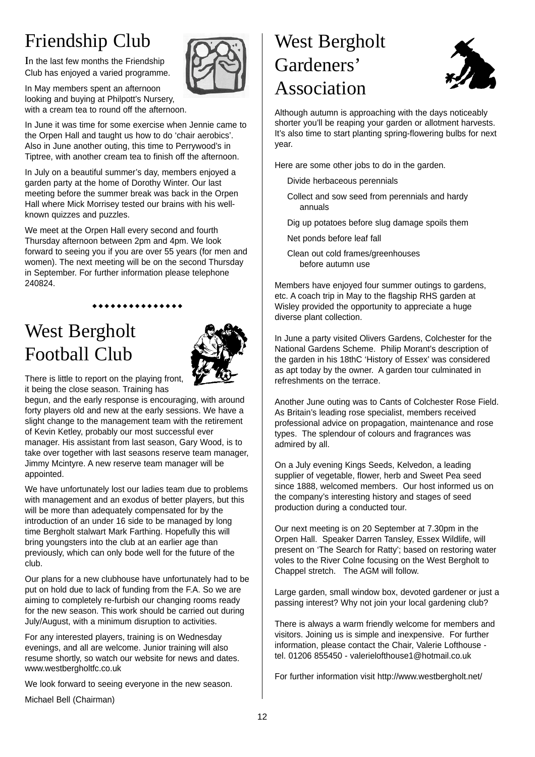# Friendship Club

In the last few months the Friendship Club has enjoyed a varied programme.

In May members spent an afternoon looking and buying at Philpott's Nursery, with a cream tea to round off the afternoon.

In June it was time for some exercise when Jennie came to the Orpen Hall and taught us how to do 'chair aerobics'. Also in June another outing, this time to Perrywood's in Tiptree, with another cream tea to finish off the afternoon.

In July on a beautiful summer's day, members enjoyed a garden party at the home of Dorothy Winter. Our last meeting before the summer break was back in the Orpen Hall where Mick Morrisey tested our brains with his well-known quizzes and puzzles.

We meet at the Orpen Hall every second and fourth Thursday afternoon between 2pm and 4pm. We look forward to seeing you if you are over 55 years (for men and women). The next meeting will be on the second Thursday in September. For further information please telephone 240824.

◆◆◆◆◆◆◆◆◆◆◆◆◆◆

# West Bergholt Football Club

There is little to report on the playing front, it being the close season. Training has begun, and the early response is encouraging, with around forty players old and new at the early sessions. We have a slight change to the management team with the retirement of Kevin Ketley, probably our most successful ever manager. His assistant from last season, Gary Wood, is to take over together with last seasons reserve team manager, Jimmy Mcintyre. A new reserve team manager will be appointed.

We have unfortunately lost our ladies team due to problems with management and an exodus of better players, but this will be more than adequately compensated for by the introduction of an under 16 side to be managed by long time Bergholt stalwart Mark Farthing. Hopefully this will bring youngsters into the club at an earlier age than previously, which can only bode well for the future of the club.

Our plans for a new clubhouse have unfortunately had to be put on hold due to lack of funding from the F.A. So we are aiming to completely re-furbish our changing rooms ready for the new season. This work should be carried out during July/August, with a minimum disruption to activities.

For any interested players, training is on Wednesday evenings, and all are welcome. Junior training will also resume shortly, so watch our website for news and dates. www.westbergholtfc.co.uk

We look forward to seeing everyone in the new season.

Michael Bell (Chairman)

# West Bergholt Gardeners' Association

Although autumn is approaching with the days noticeably shorter you'll be reaping your garden or allotment harvests. It's also time to start planting spring-flowering bulbs for next year.

Here are some other jobs to do in the garden.

- Divide herbaceous perennials
- Collect and sow seed from perennials and hardy annuals
- Dig up potatoes before slug damage spoils them
- Net ponds before leaf fall
- Clean out cold frames/greenhouses before autumn use

Members have enjoyed four summer outings to gardens, etc. A coach trip in May to the flagship RHS garden at Wisley provided the opportunity to appreciate a huge diverse plant collection.

In June a party visited Olivers Gardens, Colchester for the National Gardens Scheme. Philip Morant's description of the garden in his 18thC 'History of Essex' was considered as apt today by the owner. A garden tour culminated in refreshments on the terrace.

Another June outing was to Cants of Colchester Rose Field. As Britain's leading rose specialist, members received professional advice on propagation, maintenance and rose types. The splendour of colours and fragrances was admired by all.

On a July evening Kings Seeds, Kelvedon, a leading supplier of vegetable, flower, herb and Sweet Pea seed since 1888, welcomed members. Our host informed us on the company's interesting history and stages of seed production during a conducted tour.

Our next meeting is on 20 September at 7.30pm in the Orpen Hall. Speaker Darren Tansley, Essex Wildlife, will present on 'The Search for Ratty'; based on restoring water voles to the River Colne focusing on the West Bergholt to Chappel stretch. The AGM will follow.

Large garden, small window box, devoted gardener or just a passing interest? Why not join your local gardening club?

There is always a warm friendly welcome for members and visitors. Joining us is simple and inexpensive. For further information, please contact the Chair, Valerie Lofthouse - tel. 01206 855450 - valerielofthouse1@hotmail.co.uk

For further information visit http://www.westbergholt.net/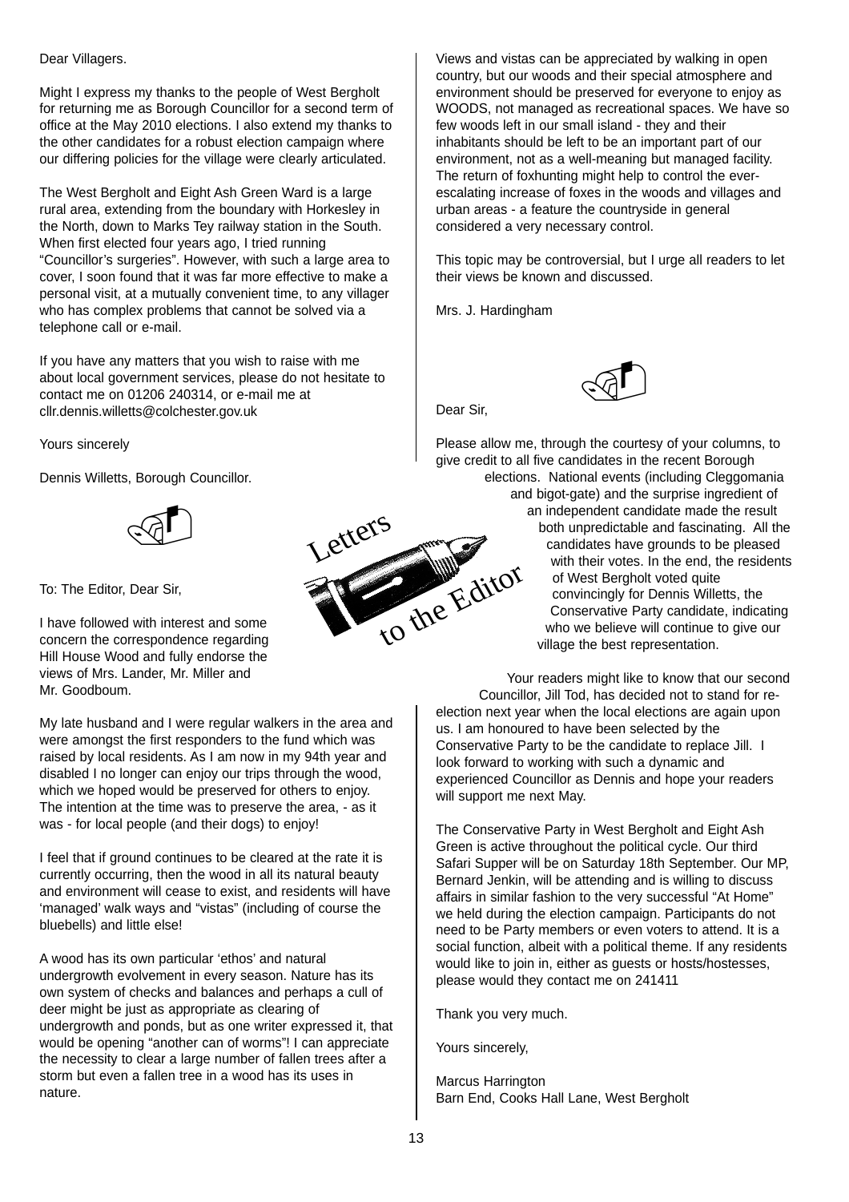# Letters to the Editor

Dear Villagers.

Might I express my thanks to the people of West Bergholt for returning me as Borough Councillor for a second term of office at the May 2010 elections. I also extend my thanks to the other candidates for a robust election campaign where our differing policies for the village were clearly articulated.

The West Bergholt and Eight Ash Green Ward is a large rural area, extending from the boundary with Horkesley in the North, down to Marks Tey railway station in the South. When first elected four years ago, I tried running "Councillor's surgeries". However, with such a large area to cover, I soon found that it was far more effective to make a personal visit, at a mutually convenient time, to any villager who has complex problems that cannot be solved via a telephone call or e-mail.

If you have any matters that you wish to raise with me about local government services, please do not hesitate to contact me on 01206 240314, or e-mail me at cllr.dennis.willetts@colchester.gov.uk

Yours sincerely

Dennis Willetts, Borough Councillor.

---

To: The Editor, Dear Sir,

I have followed with interest and some concern the correspondence regarding Hill House Wood and fully endorse the views of Mrs. Lander, Mr. Miller and Mr. Goodboum.

My late husband and I were regular walkers in the area and were amongst the first responders to the fund which was raised by local residents. As I am now in my 94th year and disabled I no longer can enjoy our trips through the wood, which we hoped would be preserved for others to enjoy. The intention at the time was to preserve the area, - as it was - for local people (and their dogs) to enjoy!

I feel that if ground continues to be cleared at the rate it is currently occurring, then the wood in all its natural beauty and environment will cease to exist, and residents will have 'managed' walk ways and "vistas" (including of course the bluebells) and little else!

A wood has its own particular 'ethos' and natural undergrowth evolvement in every season. Nature has its own system of checks and balances and perhaps a cull of deer might be just as appropriate as clearing of undergrowth and ponds, but as one writer expressed it, that would be opening "another can of worms"! I can appreciate the necessity to clear a large number of fallen trees after a storm but even a fallen tree in a wood has its uses in nature.

Views and vistas can be appreciated by walking in open country, but our woods and their special atmosphere and environment should be preserved for everyone to enjoy as WOODS, not managed as recreational spaces. We have so few woods left in our small island - they and their inhabitants should be left to be an important part of our environment, not as a well-meaning but managed facility. The return of foxhunting might help to control the ever-escalating increase of foxes in the woods and villages and urban areas - a feature the countryside in general considered a very necessary control.

This topic may be controversial, but I urge all readers to let their views be known and discussed.

Mrs. J. Hardingham

---

Dear Sir,

Please allow me, through the courtesy of your columns, to give credit to all five candidates in the recent Borough elections. National events (including Cleggomania and bigot-gate) and the surprise ingredient of an independent candidate made the result both unpredictable and fascinating. All the candidates have grounds to be pleased with their votes. In the end, the residents of West Bergholt voted quite convincingly for Dennis Willetts, the Conservative Party candidate, indicating who we believe will continue to give our village the best representation.

Your readers might like to know that our second Councillor, Jill Tod, has decided not to stand for re-election next year when the local elections are again upon us. I am honoured to have been selected by the Conservative Party to be the candidate to replace Jill. I look forward to working with such a dynamic and experienced Councillor as Dennis and hope your readers will support me next May.

The Conservative Party in West Bergholt and Eight Ash Green is active throughout the political cycle. Our third Safari Supper will be on Saturday 18th September. Our MP, Bernard Jenkin, will be attending and is willing to discuss affairs in similar fashion to the very successful "At Home" we held during the election campaign. Participants do not need to be Party members or even voters to attend. It is a social function, albeit with a political theme. If any residents would like to join in, either as guests or hosts/hostesses, please would they contact me on 241411

Thank you very much.

Yours sincerely,

Marcus Harrington
Barn End, Cooks Hall Lane, West Bergholt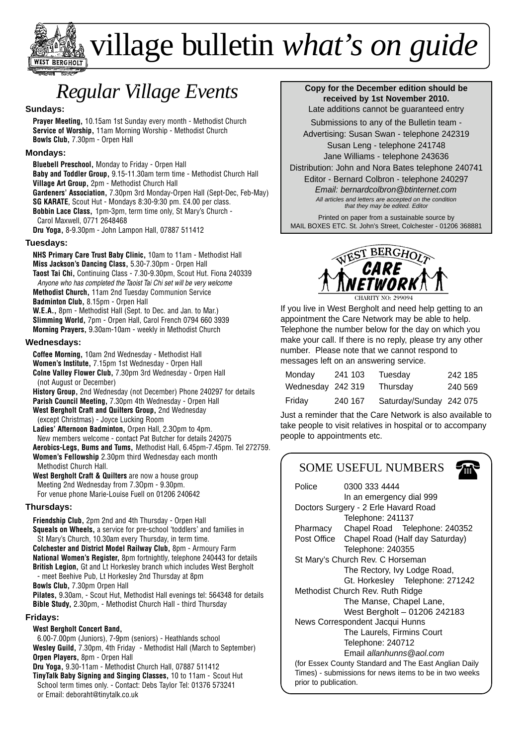# village bulletin *what's on guide*

WEST BERGHOLT

## *Regular Village Events*

### Sundays:

**Prayer Meeting,** 10.15am 1st Sunday every month - Methodist Church
**Service of Worship,** 11am Morning Worship - Methodist Church
**Bowls Club,** 7.30pm - Orpen Hall

### Mondays:

**Bluebell Preschool,** Monday to Friday - Orpen Hall
**Baby and Toddler Group,** 9.15-11.30am term time - Methodist Church Hall
**Village Art Group,** 2pm - Methodist Church Hall
**Gardeners' Association,** 7.30pm 3rd Monday-Orpen Hall (Sept-Dec, Feb-May)
**SG KARATE**, Scout Hut - Mondays 8:30-9:30 pm. £4.00 per class.
**Bobbin Lace Class,** 1pm-3pm, term time only, St Mary's Church - Carol Maxwell, 0771 2648468
**Dru Yoga,** 8-9.30pm - John Lampon Hall, 07887 511412

### Tuesdays:

**NHS Primary Care Trust Baby Clinic,** 10am to 11am - Methodist Hall
**Miss Jackson's Dancing Class,** 5.30-7.30pm - Orpen Hall
**Taost Tai Chi,** Continuing Class - 7.30-9.30pm, Scout Hut. Fiona 240339
*Anyone who has completed the Taoist Tai Chi set will be very welcome*
**Methodist Church,** 11am 2nd Tuesday Communion Service
**Badminton Club,** 8.15pm - Orpen Hall
**W.E.A.,** 8pm - Methodist Hall (Sept. to Dec. and Jan. to Mar.)
**Slimming World,** 7pm - Orpen Hall, Carol French 0794 660 3939
**Morning Prayers,** 9.30am-10am - weekly in Methodist Church

### Wednesdays:

**Coffee Morning,** 10am 2nd Wednesday - Methodist Hall
**Women's Institute,** 7.15pm 1st Wednesday - Orpen Hall
**Colne Valley Flower Club,** 7.30pm 3rd Wednesday - Orpen Hall (not August or December)
**History Group,** 2nd Wednesday (not December) Phone 240297 for details
**Parish Council Meeting,** 7.30pm 4th Wednesday - Orpen Hall
**West Bergholt Craft and Quilters Group,** 2nd Wednesday (except Christmas) - Joyce Lucking Room
**Ladies' Afternoon Badminton,** Orpen Hall, 2.30pm to 4pm. New members welcome - contact Pat Butcher for details 242075
**Aerobics-Legs, Bums and Tums,** Methodist Hall, 6.45pm-7.45pm. Tel 272759.
**Women's Fellowship** 2.30pm third Wednesday each month Methodist Church Hall.
**West Bergholt Craft & Quilters** are now a house group Meeting 2nd Wednesday from 7.30pm - 9.30pm. For venue phone Marie-Louise Fuell on 01206 240642

### Thursdays:

**Friendship Club,** 2pm 2nd and 4th Thursday - Orpen Hall
**Squeals on Wheels,** a service for pre-school 'toddlers' and families in St Mary's Church, 10.30am every Thursday, in term time.
**Colchester and District Model Railway Club,** 8pm - Armoury Farm
**National Women's Register,** 8pm fortnightly, telephone 240443 for details
**British Legion,** Gt and Lt Horkesley branch which includes West Bergholt - meet Beehive Pub, Lt Horkesley 2nd Thursday at 8pm
**Bowls Club,** 7.30pm Orpen Hall
**Pilates,** 9.30am, - Scout Hut, Methodist Hall evenings tel: 564348 for details
**Bible Study,** 2.30pm, - Methodist Church Hall - third Thursday

### Fridays:

**West Bergholt Concert Band,** 6.00-7.00pm (Juniors), 7-9pm (seniors) - Heathlands school
**Wesley Guild,** 7.30pm, 4th Friday - Methodist Hall (March to September)
**Orpen Players,** 8pm - Orpen Hall
**Dru Yoga,** 9.30-11am - Methodist Church Hall, 07887 511412
**TinyTalk Baby Signing and Singing Classes,** 10 to 11am - Scout Hut School term times only. - Contact: Debs Taylor Tel: 01376 573241 or Email: deboraht@tinytalk.co.uk

---

**Copy for the December edition should be received by 1st November 2010.**
Late additions cannot be guaranteed entry

Submissions to any of the Bulletin team -
Advertising: Susan Swan - telephone 242319
Susan Leng - telephone 241748
Jane Williams - telephone 243636
Distribution: John and Nora Bates telephone 240741
Editor - Bernard Colbron - telephone 240297
*Email: bernardcolbron@btinternet.com*
*All articles and letters are accepted on the condition that they may be edited. Editor*

Printed on paper from a sustainable source by MAIL BOXES ETC. St. John's Street, Colchester - 01206 368881

---

**WEST BERGHOLT CARE NETWORK**
CHARITY NO: 299094

If you live in West Bergholt and need help getting to an appointment the Care Network may be able to help. Telephone the number below for the day on which you make your call. If there is no reply, please try any other number. Please note that we cannot respond to messages left on an answering service.

| | | | |
|---|---|---|---|
| Monday | 241 103 | Tuesday | 242 185 |
| Wednesday | 242 319 | Thursday | 240 569 |
| Friday | 240 167 | Saturday/Sunday | 242 075 |

Just a reminder that the Care Network is also available to take people to visit relatives in hospital or to accompany people to appointments etc.

---

## SOME USEFUL NUMBERS

Police 0300 333 4444
In an emergency dial 999
Doctors Surgery - 2 Erle Havard Road
Telephone: 241137
Pharmacy Chapel Road Telephone: 240352
Post Office Chapel Road (Half day Saturday)
Telephone: 240355
St Mary's Church Rev. C Horseman
The Rectory, Ivy Lodge Road,
Gt. Horkesley Telephone: 271242
Methodist Church Rev. Ruth Ridge
The Manse, Chapel Lane,
West Bergholt – 01206 242183
News Correspondent Jacqui Hunns
The Laurels, Firmins Court
Telephone: 240712
Email *allanhunns@aol.com*
(for Essex County Standard and The East Anglian Daily Times) - submissions for news items to be in two weeks prior to publication.